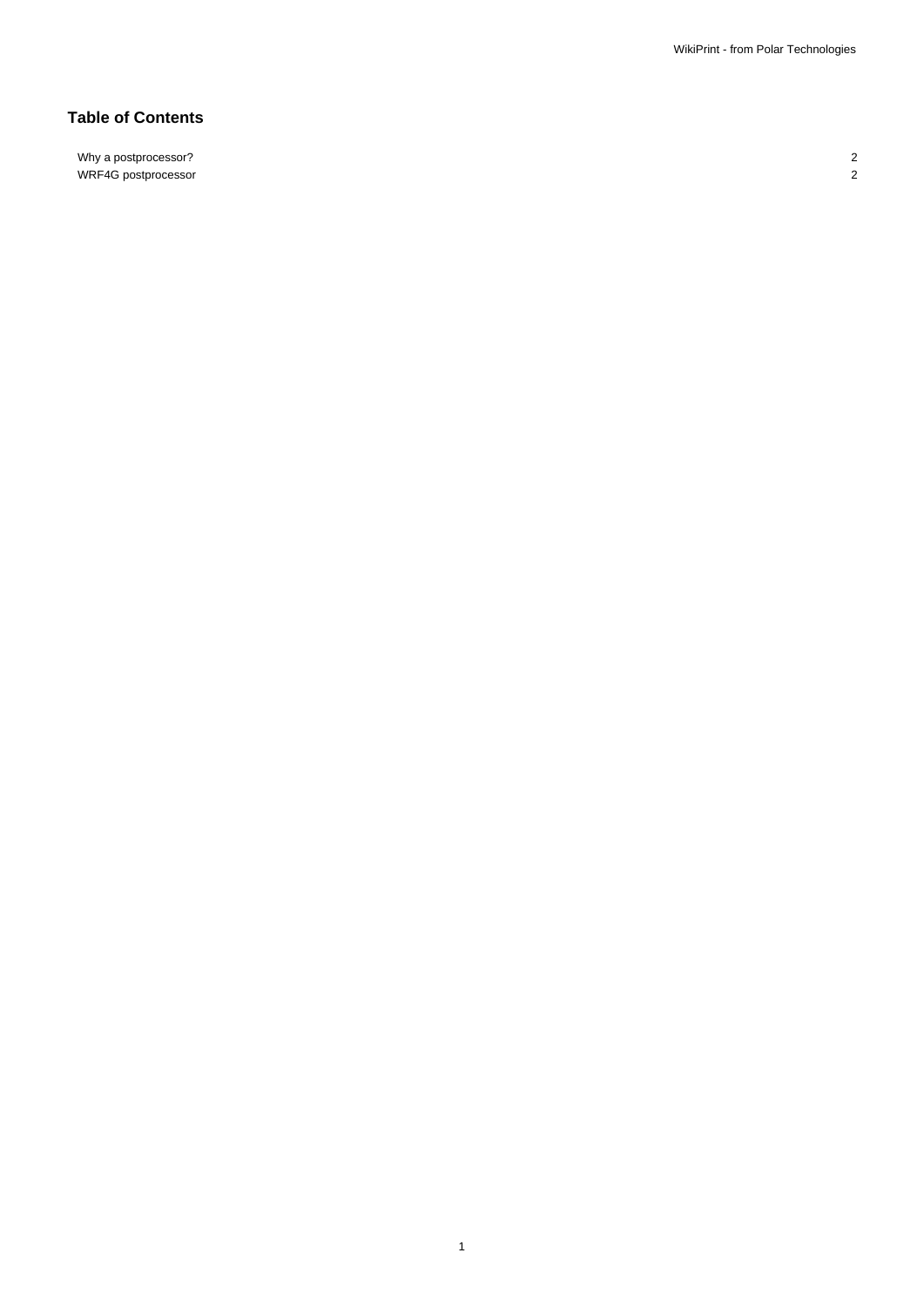## Table of Contents

| | |
|---|---|
| Why a postprocessor? | 2 |
| WRF4G postprocessor | 2 |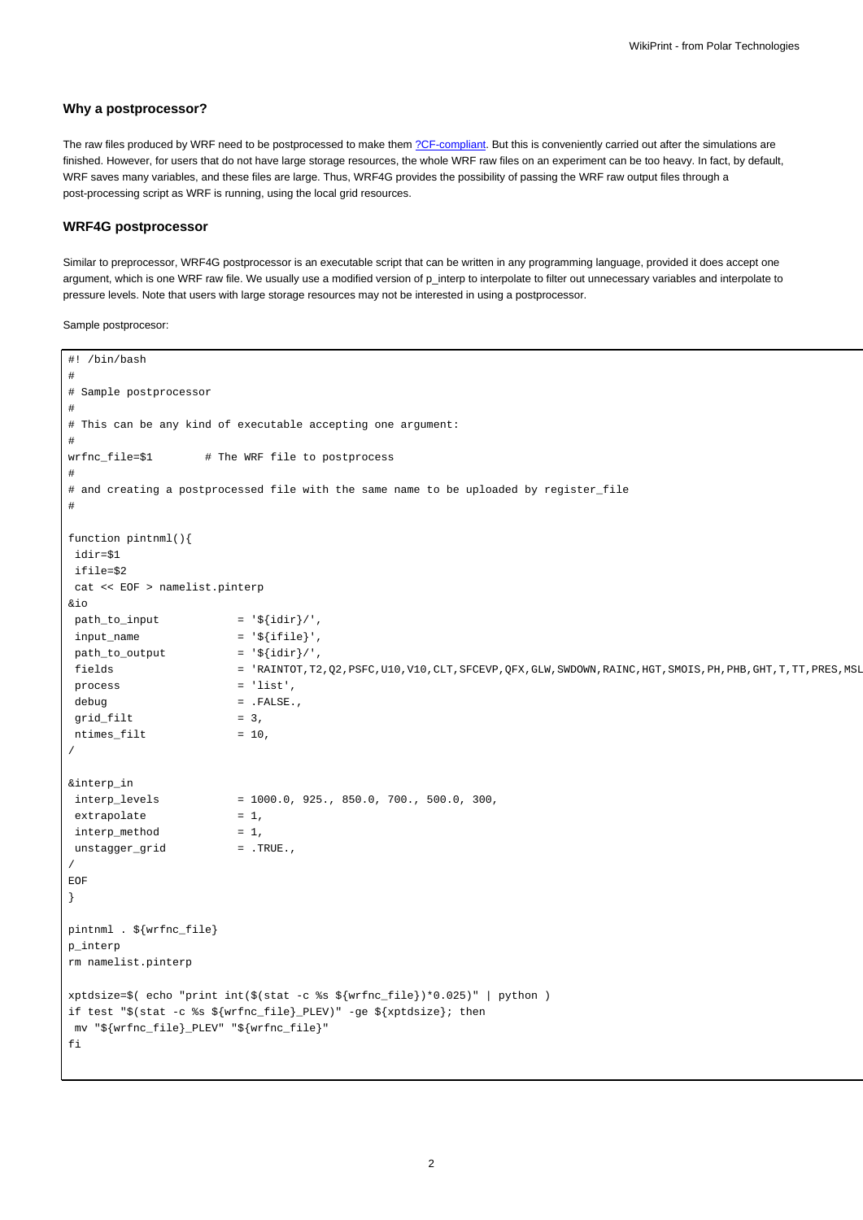### Why a postprocessor?

The raw files produced by WRF need to be postprocessed to make them ?CF-compliant. But this is conveniently carried out after the simulations are finished. However, for users that do not have large storage resources, the whole WRF raw files on an experiment can be too heavy. In fact, by default, WRF saves many variables, and these files are large. Thus, WRF4G provides the possibility of passing the WRF raw output files through a post-processing script as WRF is running, using the local grid resources.

### WRF4G postprocessor

Similar to preprocessor, WRF4G postprocessor is an executable script that can be written in any programming language, provided it does accept one argument, which is one WRF raw file. We usually use a modified version of p_interp to interpolate to filter out unnecessary variables and interpolate to pressure levels. Note that users with large storage resources may not be interested in using a postprocessor.

Sample postprocesor:

```
#! /bin/bash
#
# Sample postprocessor
#
# This can be any kind of executable accepting one argument:
#
wrfnc_file=$1        # The WRF file to postprocess
#
# and creating a postprocessed file with the same name to be uploaded by register_file
#

function pintnml(){
 idir=$1
 ifile=$2
 cat << EOF > namelist.pinterp
&io
 path_to_input            = '${idir}/',
 input_name               = '${ifile}',
 path_to_output           = '${idir}/',
 fields                   = 'RAINTOT,T2,Q2,PSFC,U10,V10,CLT,SFCEVP,QFX,GLW,SWDOWN,RAINC,HGT,SMOIS,PH,PHB,GHT,T,TT,PRES,MSL
 process                  = 'list',
 debug                    = .FALSE.,
 grid_filt                = 3,
 ntimes_filt              = 10,
/

&interp_in
 interp_levels            = 1000.0, 925., 850.0, 700., 500.0, 300,
 extrapolate              = 1,
 interp_method            = 1,
 unstagger_grid           = .TRUE.,
/
EOF
}

pintnml . ${wrfnc_file}
p_interp
rm namelist.pinterp

xptdsize=$( echo "print int($(stat -c %s ${wrfnc_file})*0.025)" | python )
if test "$(stat -c %s ${wrfnc_file}_PLEV)" -ge ${xptdsize}; then
 mv "${wrfnc_file}_PLEV" "${wrfnc_file}"
fi
```